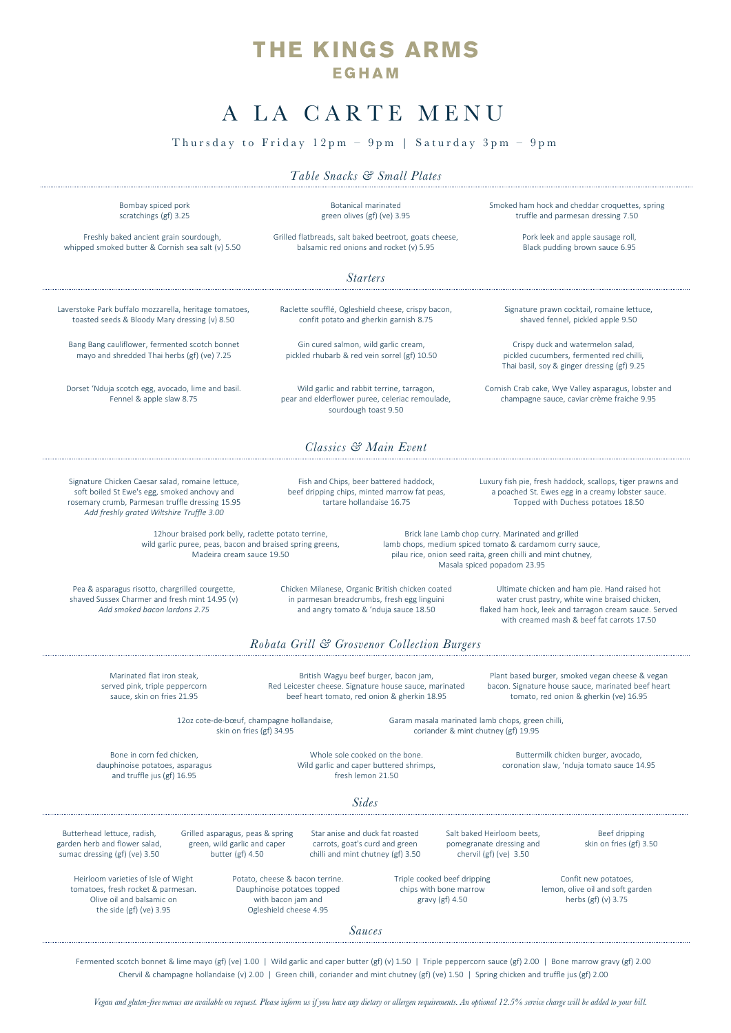# THE KINGS ARMS
## EGHAM

# A LA CARTE MENU

Thursday to Friday 12pm – 9pm | Saturday 3pm – 9pm

## *Table Snacks & Small Plates*

Bombay spiced pork scratchings (gf) 3.25

Botanical marinated green olives (gf) (ve) 3.95

Smoked ham hock and cheddar croquettes, spring truffle and parmesan dressing 7.50

Freshly baked ancient grain sourdough, whipped smoked butter & Cornish sea salt (v) 5.50

Grilled flatbreads, salt baked beetroot, goats cheese, balsamic red onions and rocket (v) 5.95

Pork leek and apple sausage roll, Black pudding brown sauce 6.95

## *Starters*

Laverstoke Park buffalo mozzarella, heritage tomatoes, toasted seeds & Bloody Mary dressing (v) 8.50

Raclette soufflé, Ogleshield cheese, crispy bacon, confit potato and gherkin garnish 8.75

Signature prawn cocktail, romaine lettuce, shaved fennel, pickled apple 9.50

Bang Bang cauliflower, fermented scotch bonnet mayo and shredded Thai herbs (gf) (ve) 7.25

Gin cured salmon, wild garlic cream, pickled rhubarb & red vein sorrel (gf) 10.50

Crispy duck and watermelon salad, pickled cucumbers, fermented red chilli, Thai basil, soy & ginger dressing (gf) 9.25

Dorset 'Nduja scotch egg, avocado, lime and basil. Fennel & apple slaw 8.75

Wild garlic and rabbit terrine, tarragon, pear and elderflower puree, celeriac remoulade, sourdough toast 9.50

Cornish Crab cake, Wye Valley asparagus, lobster and champagne sauce, caviar crème fraiche 9.95

## *Classics & Main Event*

Signature Chicken Caesar salad, romaine lettuce, soft boiled St Ewe's egg, smoked anchovy and rosemary crumb, Parmesan truffle dressing 15.95
*Add freshly grated Wiltshire Truffle 3.00*

Fish and Chips, beer battered haddock, beef dripping chips, minted marrow fat peas, tartare hollandaise 16.75

Luxury fish pie, fresh haddock, scallops, tiger prawns and a poached St. Ewes egg in a creamy lobster sauce. Topped with Duchess potatoes 18.50

12hour braised pork belly, raclette potato terrine, wild garlic puree, peas, bacon and braised spring greens, Madeira cream sauce 19.50

Brick lane Lamb chop curry. Marinated and grilled lamb chops, medium spiced tomato & cardamom curry sauce, pilau rice, onion seed raita, green chilli and mint chutney, Masala spiced popadom 23.95

Pea & asparagus risotto, chargrilled courgette, shaved Sussex Charmer and fresh mint 14.95 (v)
*Add smoked bacon lardons 2.75*

Chicken Milanese, Organic British chicken coated in parmesan breadcrumbs, fresh egg linguini and angry tomato & 'nduja sauce 18.50

Ultimate chicken and ham pie. Hand raised hot water crust pastry, white wine braised chicken, flaked ham hock, leek and tarragon cream sauce. Served with creamed mash & beef fat carrots 17.50

## *Robata Grill & Grosvenor Collection Burgers*

Marinated flat iron steak, served pink, triple peppercorn sauce, skin on fries 21.95

British Wagyu beef burger, bacon jam, Red Leicester cheese. Signature house sauce, marinated beef heart tomato, red onion & gherkin 18.95

Plant based burger, smoked vegan cheese & vegan bacon. Signature house sauce, marinated beef heart tomato, red onion & gherkin (ve) 16.95

12oz cote-de-bœuf, champagne hollandaise, skin on fries (gf) 34.95

Garam masala marinated lamb chops, green chilli, coriander & mint chutney (gf) 19.95

Bone in corn fed chicken, dauphinoise potatoes, asparagus and truffle jus (gf) 16.95

Whole sole cooked on the bone. Wild garlic and caper buttered shrimps, fresh lemon 21.50

Buttermilk chicken burger, avocado, coronation slaw, 'nduja tomato sauce 14.95

## *Sides*

Butterhead lettuce, radish, garden herb and flower salad, sumac dressing (gf) (ve) 3.50

Grilled asparagus, peas & spring green, wild garlic and caper butter (gf) 4.50

Star anise and duck fat roasted carrots, goat's curd and green chilli and mint chutney (gf) 3.50

Salt baked Heirloom beets, pomegranate dressing and chervil (gf) (ve) 3.50

Beef dripping skin on fries (gf) 3.50

Heirloom varieties of Isle of Wight tomatoes, fresh rocket & parmesan. Olive oil and balsamic on the side (gf) (ve) 3.95

Potato, cheese & bacon terrine. Dauphinoise potatoes topped with bacon jam and Ogleshield cheese 4.95

Triple cooked beef dripping chips with bone marrow gravy (gf) 4.50

Confit new potatoes, lemon, olive oil and soft garden herbs (gf) (v) 3.75

## *Sauces*

Fermented scotch bonnet & lime mayo (gf) (ve) 1.00 | Wild garlic and caper butter (gf) (v) 1.50 | Triple peppercorn sauce (gf) 2.00 | Bone marrow gravy (gf) 2.00
Chervil & champagne hollandaise (v) 2.00 | Green chilli, coriander and mint chutney (gf) (ve) 1.50 | Spring chicken and truffle jus (gf) 2.00

*Vegan and gluten-free menus are available on request. Please inform us if you have any dietary or allergen requirements. An optional 12.5% service charge will be added to your bill.*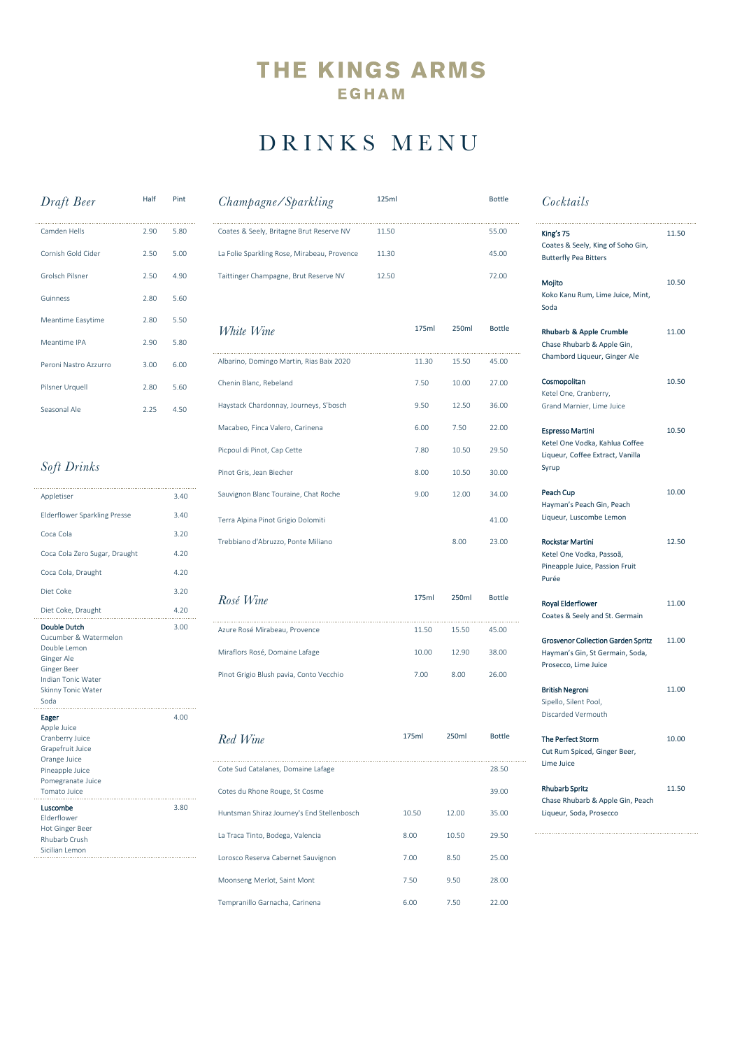# THE KINGS ARMS
## EGHAM

# DRINKS MENU

## *Draft Beer*

| | Half | Pint |
|---|---|---|
| Camden Hells | 2.90 | 5.80 |
| Cornish Gold Cider | 2.50 | 5.00 |
| Grolsch Pilsner | 2.50 | 4.90 |
| Guinness | 2.80 | 5.60 |
| Meantime Easytime | 2.80 | 5.50 |
| Meantime IPA | 2.90 | 5.80 |
| Peroni Nastro Azzurro | 3.00 | 6.00 |
| Pilsner Urquell | 2.80 | 5.60 |
| Seasonal Ale | 2.25 | 4.50 |

## *Soft Drinks*

| | |
|---|---|
| Appletiser | 3.40 |
| Elderflower Sparkling Presse | 3.40 |
| Coca Cola | 3.20 |
| Coca Cola Zero Sugar, Draught | 4.20 |
| Coca Cola, Draught | 4.20 |
| Diet Coke | 3.20 |
| Diet Coke, Draught | 4.20 |

**Double Dutch** 3.00
Cucumber & Watermelon
Double Lemon
Ginger Ale
Ginger Beer
Indian Tonic Water
Skinny Tonic Water
Soda

**Eager** 4.00
Apple Juice
Cranberry Juice
Grapefruit Juice
Orange Juice
Pineapple Juice
Pomegranate Juice
Tomato Juice

**Luscombe** 3.80
Elderflower
Hot Ginger Beer
Rhubarb Crush
Sicilian Lemon

## *Champagne/Sparkling*

| | 125ml | Bottle |
|---|---|---|
| Coates & Seely, Britagne Brut Reserve NV | 11.50 | 55.00 |
| La Folie Sparkling Rose, Mirabeau, Provence | 11.30 | 45.00 |
| Taittinger Champagne, Brut Reserve NV | 12.50 | 72.00 |

## *White Wine*

| | 175ml | 250ml | Bottle |
|---|---|---|---|
| Albarino, Domingo Martin, Rias Baix 2020 | 11.30 | 15.50 | 45.00 |
| Chenin Blanc, Rebeland | 7.50 | 10.00 | 27.00 |
| Haystack Chardonnay, Journeys, S'bosch | 9.50 | 12.50 | 36.00 |
| Macabeo, Finca Valero, Carinena | 6.00 | 7.50 | 22.00 |
| Picpoul di Pinot, Cap Cette | 7.80 | 10.50 | 29.50 |
| Pinot Gris, Jean Biecher | 8.00 | 10.50 | 30.00 |
| Sauvignon Blanc Touraine, Chat Roche | 9.00 | 12.00 | 34.00 |
| Terra Alpina Pinot Grigio Dolomiti | | | 41.00 |
| Trebbiano d'Abruzzo, Ponte Miliano | | 8.00 | 23.00 |

## *Rosé Wine*

| | 175ml | 250ml | Bottle |
|---|---|---|---|
| Azure Rosé Mirabeau, Provence | 11.50 | 15.50 | 45.00 |
| Miraflors Rosé, Domaine Lafage | 10.00 | 12.90 | 38.00 |
| Pinot Grigio Blush pavia, Conto Vecchio | 7.00 | 8.00 | 26.00 |

## *Red Wine*

| | 175ml | 250ml | Bottle |
|---|---|---|---|
| Cote Sud Catalanes, Domaine Lafage | | | 28.50 |
| Cotes du Rhone Rouge, St Cosme | | | 39.00 |
| Huntsman Shiraz Journey's End Stellenbosch | 10.50 | 12.00 | 35.00 |
| La Traca Tinto, Bodega, Valencia | 8.00 | 10.50 | 29.50 |
| Lorosco Reserva Cabernet Sauvignon | 7.00 | 8.50 | 25.00 |
| Moonseng Merlot, Saint Mont | 7.50 | 9.50 | 28.00 |
| Tempranillo Garnacha, Carinena | 6.00 | 7.50 | 22.00 |

## *Cocktails*

**King's 75** 11.50
Coates & Seely, King of Soho Gin, Butterfly Pea Bitters

**Mojito** 10.50
Koko Kanu Rum, Lime Juice, Mint, Soda

**Rhubarb & Apple Crumble** 11.00
Chase Rhubarb & Apple Gin, Chambord Liqueur, Ginger Ale

**Cosmopolitan** 10.50
Ketel One, Cranberry, Grand Marnier, Lime Juice

**Espresso Martini** 10.50
Ketel One Vodka, Kahlua Coffee Liqueur, Coffee Extract, Vanilla Syrup

**Peach Cup** 10.00
Hayman's Peach Gin, Peach Liqueur, Luscombe Lemon

**Rockstar Martini** 12.50
Ketel One Vodka, Passoã, Pineapple Juice, Passion Fruit Purée

**Royal Elderflower** 11.00
Coates & Seely and St. Germain

**Grosvenor Collection Garden Spritz** 11.00
Hayman's Gin, St Germain, Soda, Prosecco, Lime Juice

**British Negroni** 11.00
Sipello, Silent Pool, Discarded Vermouth

**The Perfect Storm** 10.00
Cut Rum Spiced, Ginger Beer, Lime Juice

**Rhubarb Spritz** 11.50
Chase Rhubarb & Apple Gin, Peach Liqueur, Soda, Prosecco